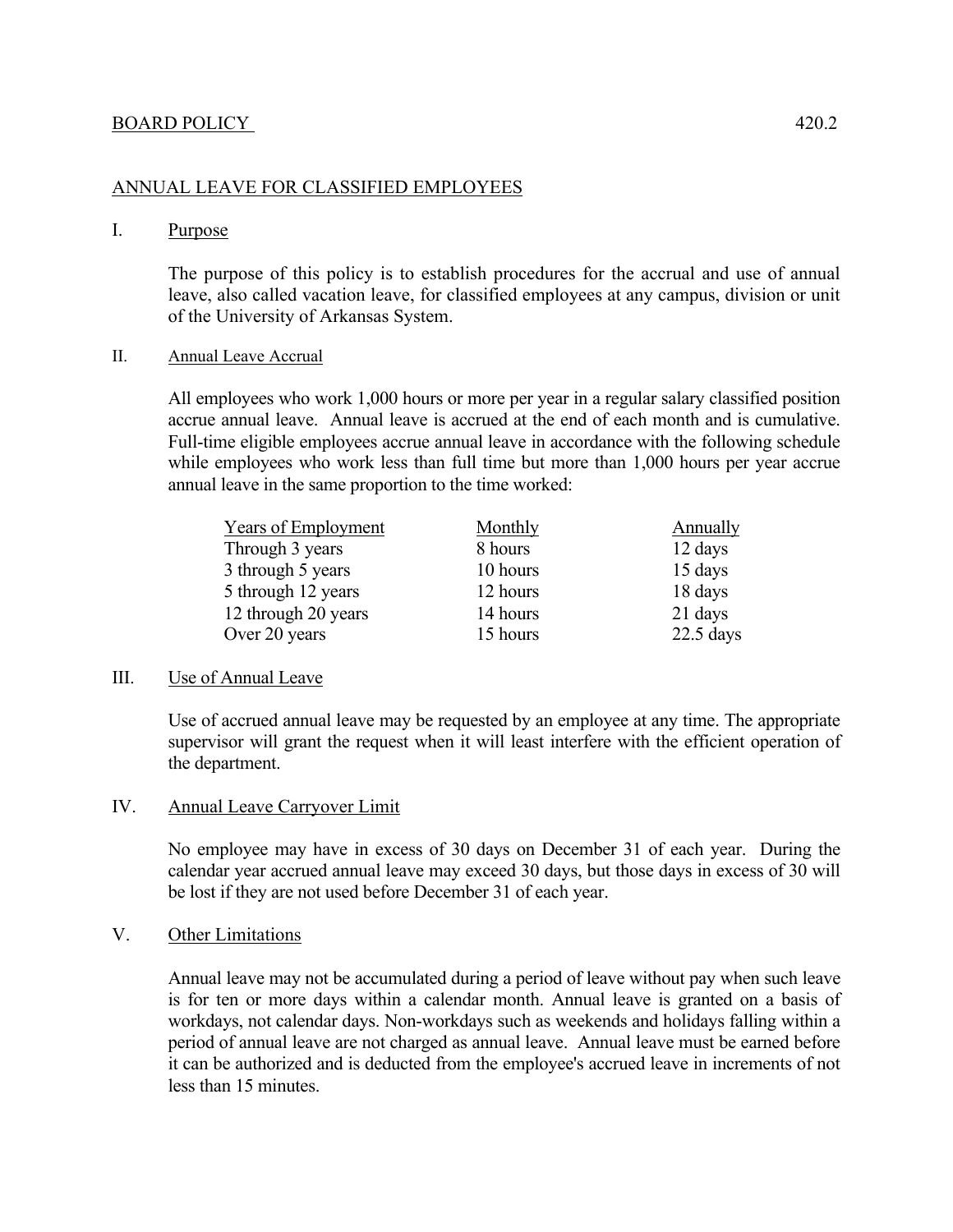BOARD POLICY 420.2

## ANNUAL LEAVE FOR CLASSIFIED EMPLOYEES

### I. Purpose

The purpose of this policy is to establish procedures for the accrual and use of annual leave, also called vacation leave, for classified employees at any campus, division or unit of the University of Arkansas System.

### II. Annual Leave Accrual

All employees who work 1,000 hours or more per year in a regular salary classified position accrue annual leave. Annual leave is accrued at the end of each month and is cumulative. Full-time eligible employees accrue annual leave in accordance with the following schedule while employees who work less than full time but more than 1,000 hours per year accrue annual leave in the same proportion to the time worked:

| Years of Employment | Monthly | Annually |
|---|---|---|
| Through 3 years | 8 hours | 12 days |
| 3 through 5 years | 10 hours | 15 days |
| 5 through 12 years | 12 hours | 18 days |
| 12 through 20 years | 14 hours | 21 days |
| Over 20 years | 15 hours | 22.5 days |

### III. Use of Annual Leave

Use of accrued annual leave may be requested by an employee at any time. The appropriate supervisor will grant the request when it will least interfere with the efficient operation of the department.

### IV. Annual Leave Carryover Limit

No employee may have in excess of 30 days on December 31 of each year. During the calendar year accrued annual leave may exceed 30 days, but those days in excess of 30 will be lost if they are not used before December 31 of each year.

### V. Other Limitations

Annual leave may not be accumulated during a period of leave without pay when such leave is for ten or more days within a calendar month. Annual leave is granted on a basis of workdays, not calendar days. Non-workdays such as weekends and holidays falling within a period of annual leave are not charged as annual leave. Annual leave must be earned before it can be authorized and is deducted from the employee's accrued leave in increments of not less than 15 minutes.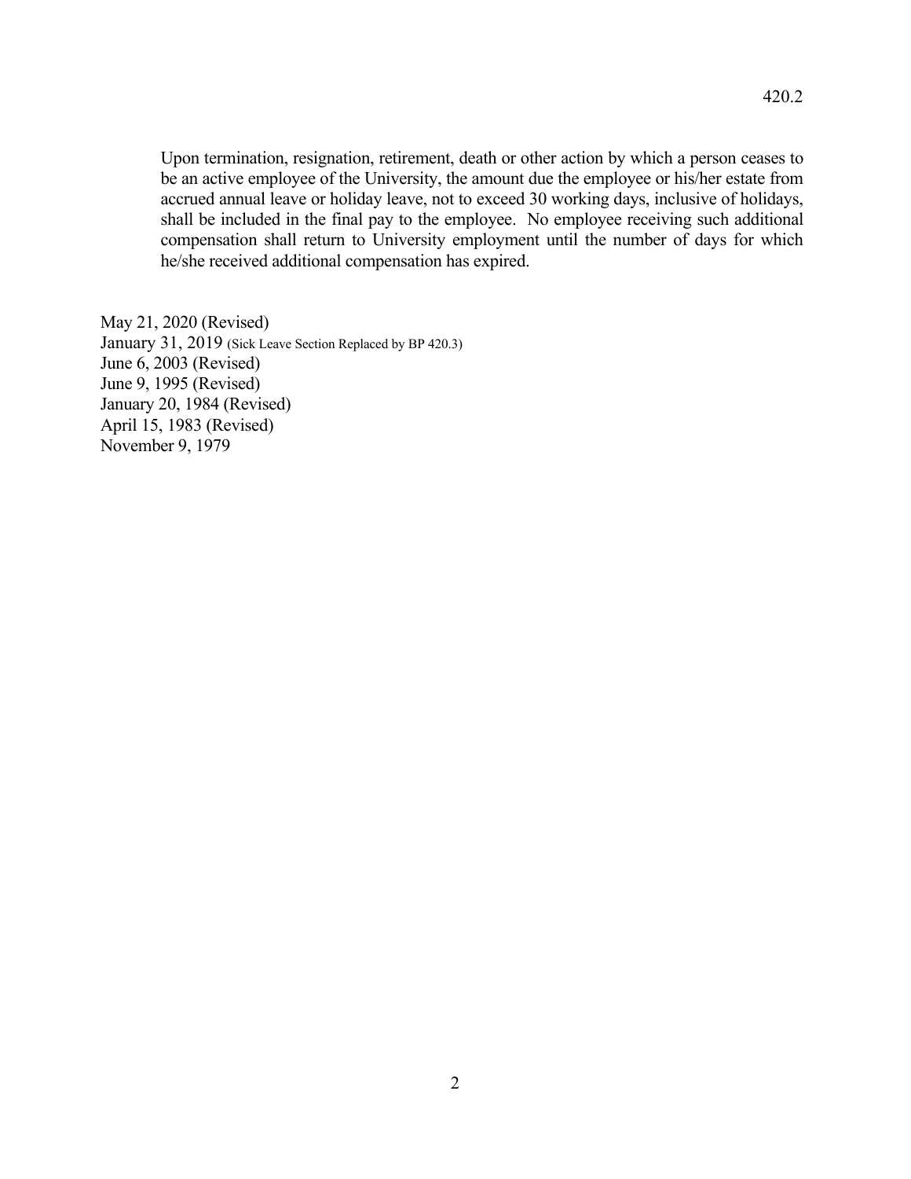Upon termination, resignation, retirement, death or other action by which a person ceases to be an active employee of the University, the amount due the employee or his/her estate from accrued annual leave or holiday leave, not to exceed 30 working days, inclusive of holidays, shall be included in the final pay to the employee. No employee receiving such additional compensation shall return to University employment until the number of days for which he/she received additional compensation has expired.

May 21, 2020 (Revised)
January 31, 2019 (Sick Leave Section Replaced by BP 420.3)
June 6, 2003 (Revised)
June 9, 1995 (Revised)
January 20, 1984 (Revised)
April 15, 1983 (Revised)
November 9, 1979